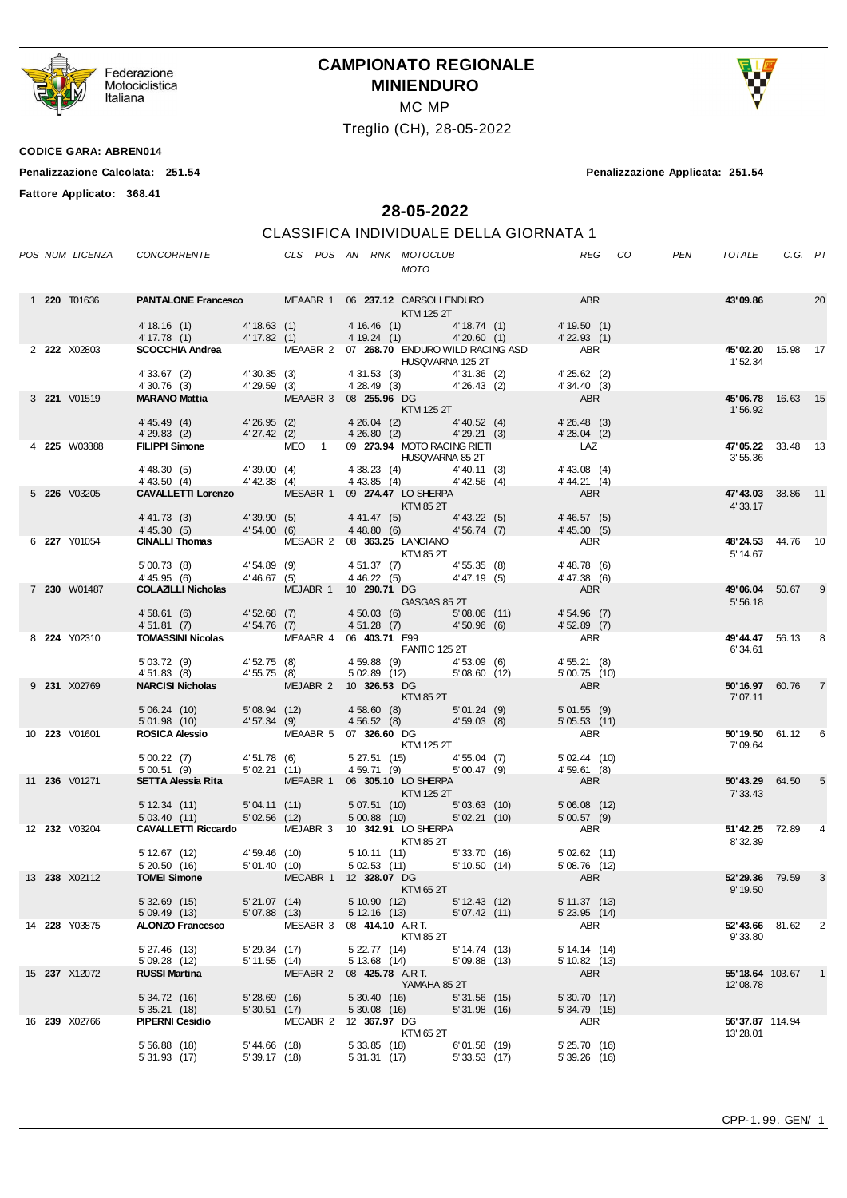Federazione Motociclistica Italiana

# CAMPIONATO REGIONALE MINIENDURO

MC MP

Treglio (CH), 28-05-2022

**CODICE GARA: ABREN014**

**Penalizzazione Calcolata: 251.54** **Penalizzazione Applicata: 251.54**

**Fattore Applicato: 368.41**

## 28-05-2022

### CLASSIFICA INDIVIDUALE DELLA GIORNATA 1

| POS | NUM | LICENZA | CONCORRENTE | CLS | POS | AN | RNK | MOTOCLUB / MOTO | REG | CO | PEN | TOTALE | C.G. | PT |
|---|---|---|---|---|---|---|---|---|---|---|---|---|---|---|
| 1 | **220** | T01636 | **PANTALONE Francesco** | MEAABR | 1 | 06 | **237.12** | CARSOLI ENDURO / KTM 125 2T | ABR | | | **43'09.86** | | 20 |
| | | | 4'18.16 (1) / 4'17.78 (1) | 4'18.63 (1) / 4'17.82 (1) | | 4'16.46 (1) / 4'19.24 (1) | | 4'18.74 (1) / 4'20.60 (1) | 4'19.50 (1) / 4'22.93 (1) | | | | | |
| 2 | **222** | X02803 | **SCOCCHIA Andrea** | MEAABR | 2 | 07 | **268.70** | ENDURO WILD RACING ASD / HUSQVARNA 125 2T | ABR | | | **45'02.20** 1'52.34 | 15.98 | 17 |
| | | | 4'33.67 (2) / 4'30.76 (3) | 4'30.35 (3) / 4'29.59 (3) | | 4'31.53 (3) / 4'28.49 (3) | | 4'31.36 (2) / 4'26.43 (2) | 4'25.62 (2) / 4'34.40 (3) | | | | | |
| 3 | **221** | V01519 | **MARANO Mattia** | MEAABR | 3 | 08 | **255.96** | DG / KTM 125 2T | ABR | | | **45'06.78** 1'56.92 | 16.63 | 15 |
| | | | 4'45.49 (4) / 4'29.83 (2) | 4'26.95 (2) / 4'27.42 (2) | | 4'26.04 (2) / 4'26.80 (2) | | 4'40.52 (4) / 4'29.21 (3) | 4'26.48 (3) / 4'28.04 (2) | | | | | |
| 4 | **225** | W03888 | **FILIPPI Simone** | MEO | 1 | 09 | **273.94** | MOTO RACING RIETI / HUSQVARNA 85 2T | LAZ | | | **47'05.22** 3'55.36 | 33.48 | 13 |
| | | | 4'48.30 (5) / 4'43.50 (4) | 4'39.00 (4) / 4'42.38 (4) | | 4'38.23 (4) / 4'43.85 (4) | | 4'40.11 (3) / 4'42.56 (4) | 4'43.08 (4) / 4'44.21 (4) | | | | | |
| 5 | **226** | V03205 | **CAVALLETTI Lorenzo** | MESABR | 1 | 09 | **274.47** | LO SHERPA / KTM 85 2T | ABR | | | **47'43.03** 4'33.17 | 38.86 | 11 |
| | | | 4'41.73 (3) / 4'45.30 (5) | 4'39.90 (5) / 4'54.00 (6) | | 4'41.47 (5) / 4'48.80 (6) | | 4'43.22 (5) / 4'56.74 (7) | 4'46.57 (5) / 4'45.30 (5) | | | | | |
| 6 | **227** | Y01054 | **CINALLI Thomas** | MESABR | 2 | 08 | **363.25** | LANCIANO / KTM 85 2T | ABR | | | **48'24.53** 5'14.67 | 44.76 | 10 |
| | | | 5'00.73 (8) / 4'45.95 (6) | 4'54.89 (9) / 4'46.67 (5) | | 4'51.37 (7) / 4'46.22 (5) | | 4'55.35 (8) / 4'47.19 (5) | 4'48.78 (6) / 4'47.38 (6) | | | | | |
| 7 | **230** | W01487 | **COLAZILLI Nicholas** | MEJABR | 1 | 10 | **290.71** | DG / GASGAS 85 2T | ABR | | | **49'06.04** 5'56.18 | 50.67 | 9 |
| | | | 4'58.61 (6) / 4'51.81 (7) | 4'52.68 (7) / 4'54.76 (7) | | 4'50.03 (6) / 4'51.28 (7) | | 5'08.06 (11) / 4'50.96 (6) | 4'54.96 (7) / 4'52.89 (7) | | | | | |
| 8 | **224** | Y02310 | **TOMASSINI Nicolas** | MEAABR | 4 | 06 | **403.71** | E99 / FANTIC 125 2T | ABR | | | **49'44.47** 6'34.61 | 56.13 | 8 |
| | | | 5'03.72 (9) / 4'51.83 (8) | 4'52.75 (8) / 4'55.75 (8) | | 4'59.88 (9) / 5'02.89 (12) | | 4'53.09 (6) / 5'08.60 (12) | 4'55.21 (8) / 5'00.75 (10) | | | | | |
| 9 | **231** | X02769 | **NARCISI Nicholas** | MEJABR | 2 | 10 | **326.53** | DG / KTM 85 2T | ABR | | | **50'16.97** 7'07.11 | 60.76 | 7 |
| | | | 5'06.24 (10) / 5'01.98 (10) | 5'08.94 (12) / 4'57.34 (9) | | 4'58.60 (8) / 4'56.52 (8) | | 5'01.24 (9) / 4'59.03 (8) | 5'01.55 (9) / 5'05.53 (11) | | | | | |
| 10 | **223** | V01601 | **ROSICA Alessio** | MEAABR | 5 | 07 | **326.60** | DG / KTM 125 2T | ABR | | | **50'19.50** 7'09.64 | 61.12 | 6 |
| | | | 5'00.22 (7) / 5'00.51 (9) | 4'51.78 (6) / 5'02.21 (11) | | 5'27.51 (15) / 4'59.71 (9) | | 4'55.04 (7) / 5'00.47 (9) | 5'02.44 (10) / 4'59.61 (8) | | | | | |
| 11 | **236** | V01271 | **SETTA Alessia Rita** | MEFABR | 1 | 06 | **305.10** | LO SHERPA / KTM 125 2T | ABR | | | **50'43.29** 7'33.43 | 64.50 | 5 |
| | | | 5'12.34 (11) / 5'03.40 (11) | 5'04.11 (11) / 5'02.56 (12) | | 5'07.51 (10) / 5'00.88 (10) | | 5'03.63 (10) / 5'02.21 (10) | 5'06.08 (12) / 5'00.57 (9) | | | | | |
| 12 | **232** | V03204 | **CAVALLETTI Riccardo** | MEJABR | 3 | 10 | **342.91** | LO SHERPA / KTM 85 2T | ABR | | | **51'42.25** 8'32.39 | 72.89 | 4 |
| | | | 5'12.67 (12) / 5'20.50 (16) | 4'59.46 (10) / 5'01.40 (10) | | 5'10.11 (11) / 5'02.53 (11) | | 5'33.70 (16) / 5'10.50 (14) | 5'02.62 (11) / 5'08.76 (12) | | | | | |
| 13 | **238** | X02112 | **TOMEI Simone** | MECABR | 1 | 12 | **328.07** | DG / KTM 65 2T | ABR | | | **52'29.36** 9'19.50 | 79.59 | 3 |
| | | | 5'32.69 (15) / 5'09.49 (13) | 5'21.07 (14) / 5'07.88 (13) | | 5'10.90 (12) / 5'12.16 (13) | | 5'12.43 (12) / 5'07.42 (11) | 5'11.37 (13) / 5'23.95 (14) | | | | | |
| 14 | **228** | Y03875 | **ALONZO Francesco** | MESABR | 3 | 08 | **414.10** | A.R.T. / KTM 85 2T | ABR | | | **52'43.66** 9'33.80 | 81.62 | 2 |
| | | | 5'27.46 (13) / 5'09.28 (12) | 5'29.34 (17) / 5'11.55 (14) | | 5'22.77 (14) / 5'13.68 (14) | | 5'14.74 (13) / 5'09.88 (13) | 5'14.14 (14) / 5'10.82 (13) | | | | | |
| 15 | **237** | X12072 | **RUSSI Martina** | MEFABR | 2 | 08 | **425.78** | A.R.T. / YAMAHA 85 2T | ABR | | | **55'18.64** 12'08.78 | 103.67 | 1 |
| | | | 5'34.72 (16) / 5'35.21 (18) | 5'28.69 (16) / 5'30.51 (17) | | 5'30.40 (16) / 5'30.08 (16) | | 5'31.56 (15) / 5'31.98 (16) | 5'30.70 (17) / 5'34.79 (15) | | | | | |
| 16 | **239** | X02766 | **PIPERNI Cesidio** | MECABR | 2 | 12 | **367.97** | DG / KTM 65 2T | ABR | | | **56'37.87** 13'28.01 | 114.94 | |
| | | | 5'56.88 (18) / 5'31.93 (17) | 5'44.66 (18) / 5'39.17 (18) | | 5'33.85 (18) / 5'31.31 (17) | | 6'01.58 (19) / 5'33.53 (17) | 5'25.70 (16) / 5'39.26 (16) | | | | | |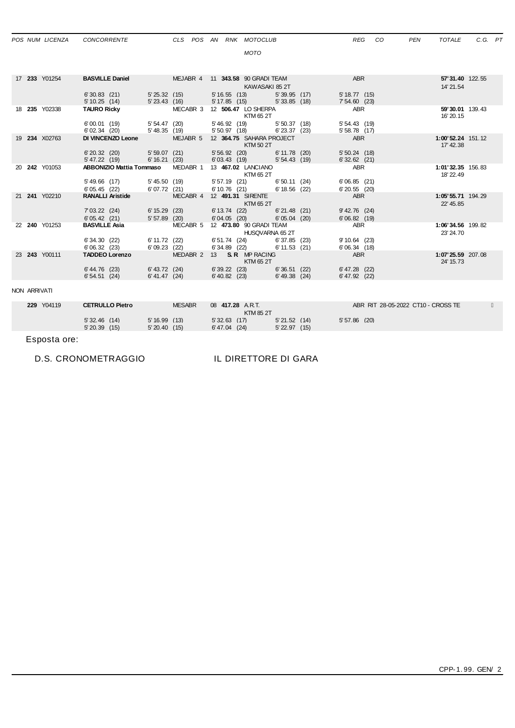| POS | NUM | LICENZA | CONCORRENTE | CLS | POS | AN | RNK | MOTOCLUB / MOTO | REG | CO | PEN | TOTALE | C.G. | PT |
|---|---|---|---|---|---|---|---|---|---|---|---|---|---|---|
| 17 | **233** | Y01254 | **BASVILLE Daniel** | MEJABR 4 | | 11 | **343.58** | 90 GRADI TEAM / KAWASAKI 85 2T | ABR | | | **57'31.40** 14'21.54 | 122.55 | |
| | | | 6'30.83 (21) · 5'25.32 (15) · 5'16.55 (13) · 5'39.95 (17) · 5'18.77 (15) | | | | | | | | | | | |
| | | | 5'10.25 (14) · 5'23.43 (16) · 5'17.85 (15) · 5'33.85 (18) · 7'54.60 (23) | | | | | | | | | | | |
| 18 | **235** | Y02338 | **TAURO Ricky** | MECABR 3 | | 12 | **506.47** | LO SHERPA / KTM 65 2T | ABR | | | **59'30.01** 16'20.15 | 139.43 | |
| | | | 6'00.01 (19) · 5'54.47 (20) · 5'46.92 (19) · 5'50.37 (18) · 5'54.43 (19) | | | | | | | | | | | |
| | | | 6'02.34 (20) · 5'48.35 (19) · 5'50.97 (18) · 6'23.37 (23) · 5'58.78 (17) | | | | | | | | | | | |
| 19 | **234** | X02763 | **DI VINCENZO Leone** | MEJABR 5 | | 12 | **364.75** | SAHARA PROJECT / KTM 50 2T | ABR | | | **1:00'52.24** 17'42.38 | 151.12 | |
| | | | 6'20.32 (20) · 5'59.07 (21) · 5'56.92 (20) · 6'11.78 (20) · 5'50.24 (18) | | | | | | | | | | | |
| | | | 5'47.22 (19) · 6'16.21 (23) · 6'03.43 (19) · 5'54.43 (19) · 6'32.62 (21) | | | | | | | | | | | |
| 20 | **242** | Y01053 | **ABBONIZIO Mattia Tommaso** | MEDABR 1 | | 13 | **467.02** | LANCIANO / KTM 65 2T | ABR | | | **1:01'32.35** 18'22.49 | 156.83 | |
| | | | 5'49.66 (17) · 5'45.50 (19) · 5'57.19 (21) · 6'50.11 (24) · 6'06.85 (21) | | | | | | | | | | | |
| | | | 6'05.45 (22) · 6'07.72 (21) · 6'10.76 (21) · 6'18.56 (22) · 6'20.55 (20) | | | | | | | | | | | |
| 21 | **241** | Y02210 | **RANALLI Aristide** | MECABR 4 | | 12 | **491.31** | SIRENTE / KTM 65 2T | ABR | | | **1:05'55.71** 22'45.85 | 194.29 | |
| | | | 7'03.22 (24) · 6'15.29 (23) · 6'13.74 (22) · 6'21.48 (21) · 9'42.76 (24) | | | | | | | | | | | |
| | | | 6'05.42 (21) · 5'57.89 (20) · 6'04.05 (20) · 6'05.04 (20) · 6'06.82 (19) | | | | | | | | | | | |
| 22 | **240** | Y01253 | **BASVILLE Asia** | MECABR 5 | | 12 | **473.80** | 90 GRADI TEAM / HUSQVARNA 65 2T | ABR | | | **1:06'34.56** 23'24.70 | 199.82 | |
| | | | 6'34.30 (22) · 6'11.72 (22) · 6'51.74 (24) · 6'37.85 (23) · 9'10.64 (23) | | | | | | | | | | | |
| | | | 6'06.32 (23) · 6'09.23 (22) · 6'34.89 (22) · 6'11.53 (21) · 6'06.34 (18) | | | | | | | | | | | |
| 23 | **243** | Y00111 | **TADDEO Lorenzo** | MEDABR 2 | | 13 | **S.R** | MP RACING / KTM 65 2T | ABR | | | **1:07'25.59** 24'15.73 | 207.08 | |
| | | | 6'44.76 (23) · 6'43.72 (24) · 6'39.22 (23) · 6'36.51 (22) · 6'47.28 (22) | | | | | | | | | | | |
| | | | 6'54.51 (24) · 6'41.47 (24) · 6'40.82 (23) · 6'49.38 (24) · 6'47.92 (22) | | | | | | | | | | | |

NON ARRIVATI

| NUM | LICENZA | CONCORRENTE | CLS | AN | RNK | MOTOCLUB / MOTO | REG | NOTE |
|---|---|---|---|---|---|---|---|---|
| **229** | Y04119 | **CETRULLO Pietro** | MESABR | 08 | **417.28** | A.R.T. / KTM 85 2T | ABR | RIT 28-05-2022 CT10 - CROSS TE |
| | | 5'32.46 (14) · 5'16.99 (13) · 5'32.63 (17) · 5'21.52 (14) · 5'57.86 (20) | | | | | | |
| | | 5'20.39 (15) · 5'20.40 (15) · 6'47.04 (24) · 5'22.97 (15) | | | | | | |

Esposta ore:

D.S. CRONOMETRAGGIO

IL DIRETTORE DI GARA